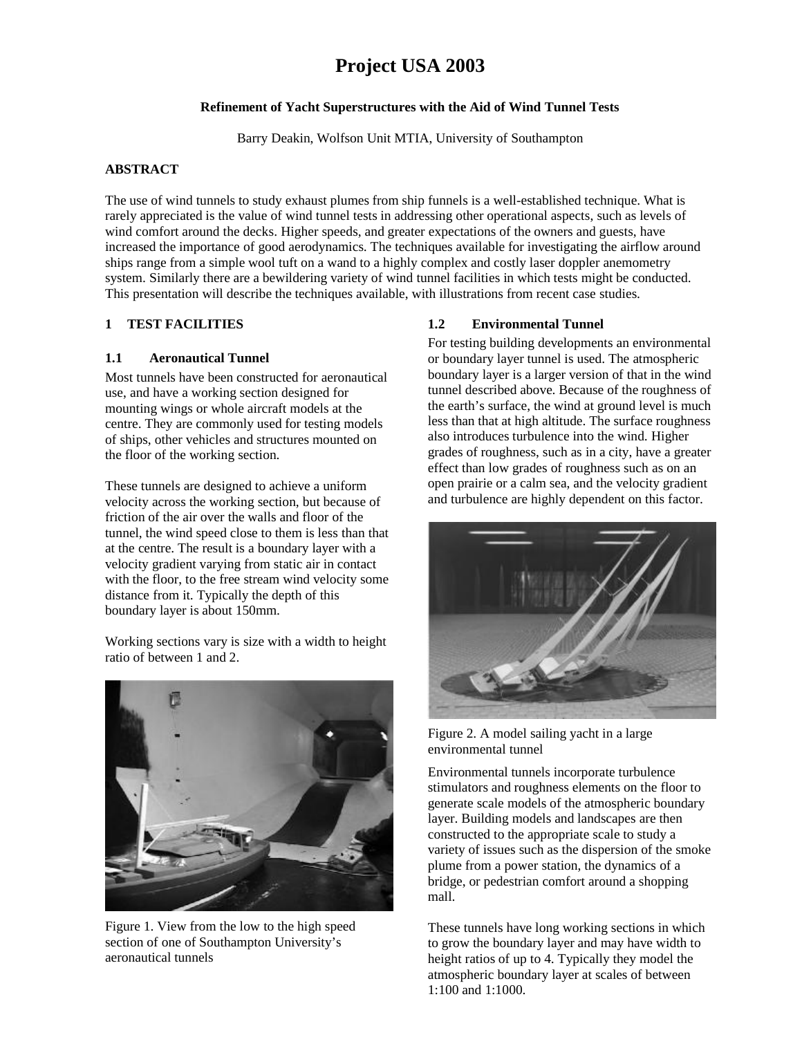# Project USA 2003

**Refinement of Yacht Superstructures with the Aid of Wind Tunnel Tests**

Barry Deakin, Wolfson Unit MTIA, University of Southampton

## ABSTRACT

The use of wind tunnels to study exhaust plumes from ship funnels is a well-established technique. What is rarely appreciated is the value of wind tunnel tests in addressing other operational aspects, such as levels of wind comfort around the decks. Higher speeds, and greater expectations of the owners and guests, have increased the importance of good aerodynamics. The techniques available for investigating the airflow around ships range from a simple wool tuft on a wand to a highly complex and costly laser doppler anemometry system. Similarly there are a bewildering variety of wind tunnel facilities in which tests might be conducted. This presentation will describe the techniques available, with illustrations from recent case studies.

## 1 TEST FACILITIES

### 1.1 Aeronautical Tunnel

Most tunnels have been constructed for aeronautical use, and have a working section designed for mounting wings or whole aircraft models at the centre. They are commonly used for testing models of ships, other vehicles and structures mounted on the floor of the working section.

These tunnels are designed to achieve a uniform velocity across the working section, but because of friction of the air over the walls and floor of the tunnel, the wind speed close to them is less than that at the centre. The result is a boundary layer with a velocity gradient varying from static air in contact with the floor, to the free stream wind velocity some distance from it. Typically the depth of this boundary layer is about 150mm.

Working sections vary is size with a width to height ratio of between 1 and 2.

Figure 1. View from the low to the high speed section of one of Southampton University's aeronautical tunnels

### 1.2 Environmental Tunnel

For testing building developments an environmental or boundary layer tunnel is used. The atmospheric boundary layer is a larger version of that in the wind tunnel described above. Because of the roughness of the earth's surface, the wind at ground level is much less than that at high altitude. The surface roughness also introduces turbulence into the wind. Higher grades of roughness, such as in a city, have a greater effect than low grades of roughness such as on an open prairie or a calm sea, and the velocity gradient and turbulence are highly dependent on this factor.

Figure 2. A model sailing yacht in a large environmental tunnel

Environmental tunnels incorporate turbulence stimulators and roughness elements on the floor to generate scale models of the atmospheric boundary layer. Building models and landscapes are then constructed to the appropriate scale to study a variety of issues such as the dispersion of the smoke plume from a power station, the dynamics of a bridge, or pedestrian comfort around a shopping mall.

These tunnels have long working sections in which to grow the boundary layer and may have width to height ratios of up to 4. Typically they model the atmospheric boundary layer at scales of between 1:100 and 1:1000.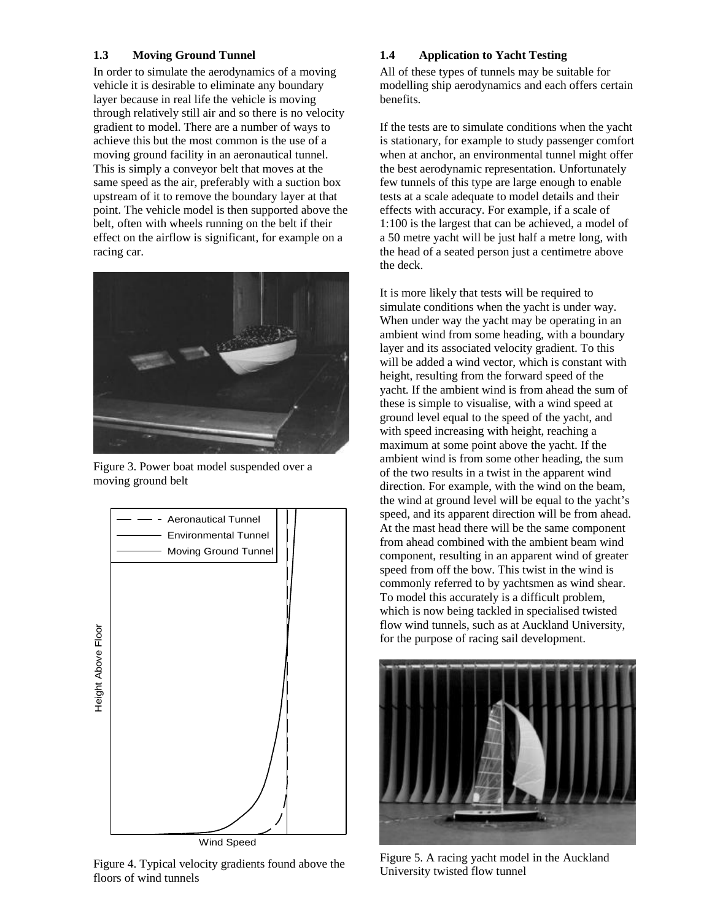### 1.3 Moving Ground Tunnel

In order to simulate the aerodynamics of a moving vehicle it is desirable to eliminate any boundary layer because in real life the vehicle is moving through relatively still air and so there is no velocity gradient to model. There are a number of ways to achieve this but the most common is the use of a moving ground facility in an aeronautical tunnel. This is simply a conveyor belt that moves at the same speed as the air, preferably with a suction box upstream of it to remove the boundary layer at that point. The vehicle model is then supported above the belt, often with wheels running on the belt if their effect on the airflow is significant, for example on a racing car.

Figure 3. Power boat model suspended over a moving ground belt

Figure 4. Typical velocity gradients found above the floors of wind tunnels

### 1.4 Application to Yacht Testing

All of these types of tunnels may be suitable for modelling ship aerodynamics and each offers certain benefits.

If the tests are to simulate conditions when the yacht is stationary, for example to study passenger comfort when at anchor, an environmental tunnel might offer the best aerodynamic representation. Unfortunately few tunnels of this type are large enough to enable tests at a scale adequate to model details and their effects with accuracy. For example, if a scale of 1:100 is the largest that can be achieved, a model of a 50 metre yacht will be just half a metre long, with the head of a seated person just a centimetre above the deck.

It is more likely that tests will be required to simulate conditions when the yacht is under way. When under way the yacht may be operating in an ambient wind from some heading, with a boundary layer and its associated velocity gradient. To this will be added a wind vector, which is constant with height, resulting from the forward speed of the yacht. If the ambient wind is from ahead the sum of these is simple to visualise, with a wind speed at ground level equal to the speed of the yacht, and with speed increasing with height, reaching a maximum at some point above the yacht. If the ambient wind is from some other heading, the sum of the two results in a twist in the apparent wind direction. For example, with the wind on the beam, the wind at ground level will be equal to the yacht's speed, and its apparent direction will be from ahead. At the mast head there will be the same component from ahead combined with the ambient beam wind component, resulting in an apparent wind of greater speed from off the bow. This twist in the wind is commonly referred to by yachtsmen as wind shear. To model this accurately is a difficult problem, which is now being tackled in specialised twisted flow wind tunnels, such as at Auckland University, for the purpose of racing sail development.

Figure 5. A racing yacht model in the Auckland University twisted flow tunnel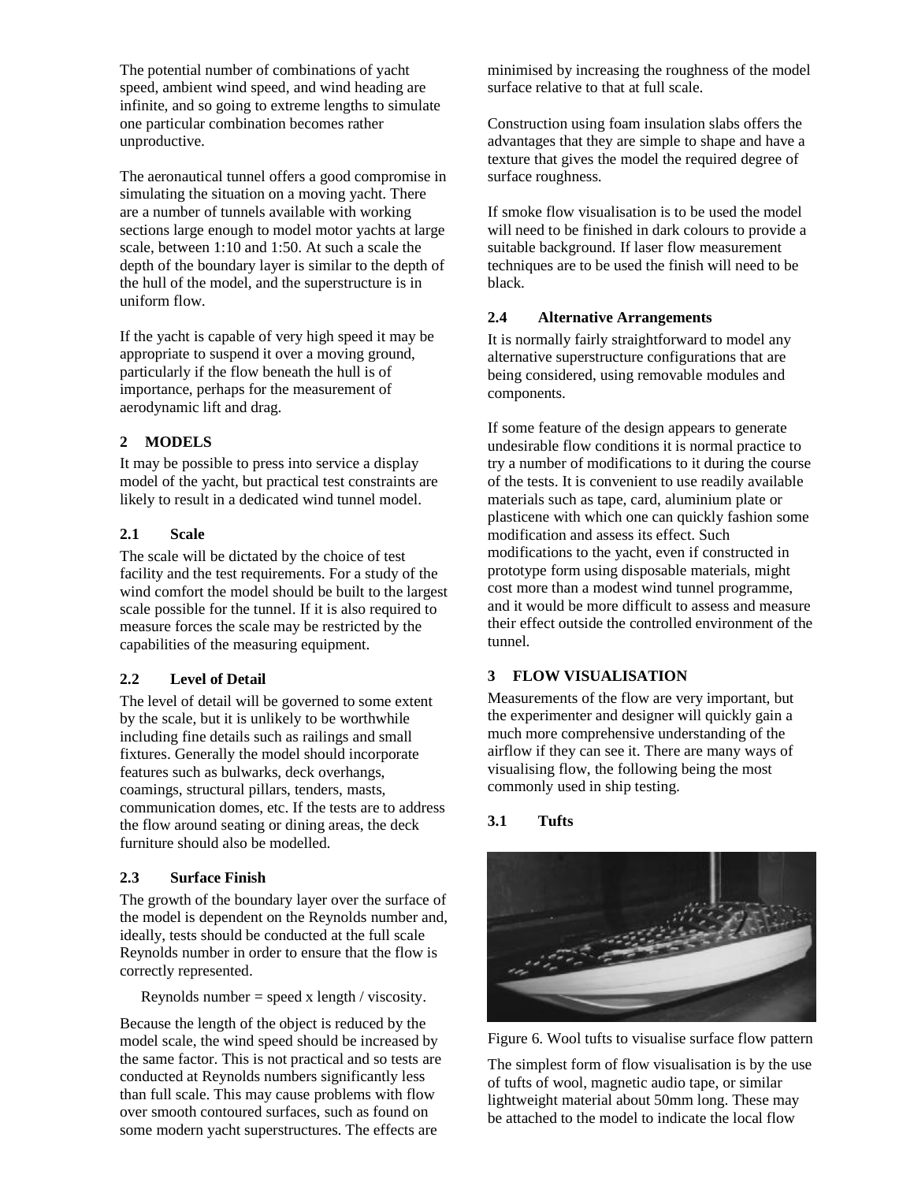The potential number of combinations of yacht speed, ambient wind speed, and wind heading are infinite, and so going to extreme lengths to simulate one particular combination becomes rather unproductive.

The aeronautical tunnel offers a good compromise in simulating the situation on a moving yacht. There are a number of tunnels available with working sections large enough to model motor yachts at large scale, between 1:10 and 1:50. At such a scale the depth of the boundary layer is similar to the depth of the hull of the model, and the superstructure is in uniform flow.

If the yacht is capable of very high speed it may be appropriate to suspend it over a moving ground, particularly if the flow beneath the hull is of importance, perhaps for the measurement of aerodynamic lift and drag.

## 2 MODELS

It may be possible to press into service a display model of the yacht, but practical test constraints are likely to result in a dedicated wind tunnel model.

### 2.1 Scale

The scale will be dictated by the choice of test facility and the test requirements. For a study of the wind comfort the model should be built to the largest scale possible for the tunnel. If it is also required to measure forces the scale may be restricted by the capabilities of the measuring equipment.

### 2.2 Level of Detail

The level of detail will be governed to some extent by the scale, but it is unlikely to be worthwhile including fine details such as railings and small fixtures. Generally the model should incorporate features such as bulwarks, deck overhangs, coamings, structural pillars, tenders, masts, communication domes, etc. If the tests are to address the flow around seating or dining areas, the deck furniture should also be modelled.

### 2.3 Surface Finish

The growth of the boundary layer over the surface of the model is dependent on the Reynolds number and, ideally, tests should be conducted at the full scale Reynolds number in order to ensure that the flow is correctly represented.

Reynolds number = speed x length / viscosity.

Because the length of the object is reduced by the model scale, the wind speed should be increased by the same factor. This is not practical and so tests are conducted at Reynolds numbers significantly less than full scale. This may cause problems with flow over smooth contoured surfaces, such as found on some modern yacht superstructures. The effects are minimised by increasing the roughness of the model surface relative to that at full scale.

Construction using foam insulation slabs offers the advantages that they are simple to shape and have a texture that gives the model the required degree of surface roughness.

If smoke flow visualisation is to be used the model will need to be finished in dark colours to provide a suitable background. If laser flow measurement techniques are to be used the finish will need to be black.

### 2.4 Alternative Arrangements

It is normally fairly straightforward to model any alternative superstructure configurations that are being considered, using removable modules and components.

If some feature of the design appears to generate undesirable flow conditions it is normal practice to try a number of modifications to it during the course of the tests. It is convenient to use readily available materials such as tape, card, aluminium plate or plasticene with which one can quickly fashion some modification and assess its effect. Such modifications to the yacht, even if constructed in prototype form using disposable materials, might cost more than a modest wind tunnel programme, and it would be more difficult to assess and measure their effect outside the controlled environment of the tunnel.

## 3 FLOW VISUALISATION

Measurements of the flow are very important, but the experimenter and designer will quickly gain a much more comprehensive understanding of the airflow if they can see it. There are many ways of visualising flow, the following being the most commonly used in ship testing.

### 3.1 Tufts

Figure 6. Wool tufts to visualise surface flow pattern

The simplest form of flow visualisation is by the use of tufts of wool, magnetic audio tape, or similar lightweight material about 50mm long. These may be attached to the model to indicate the local flow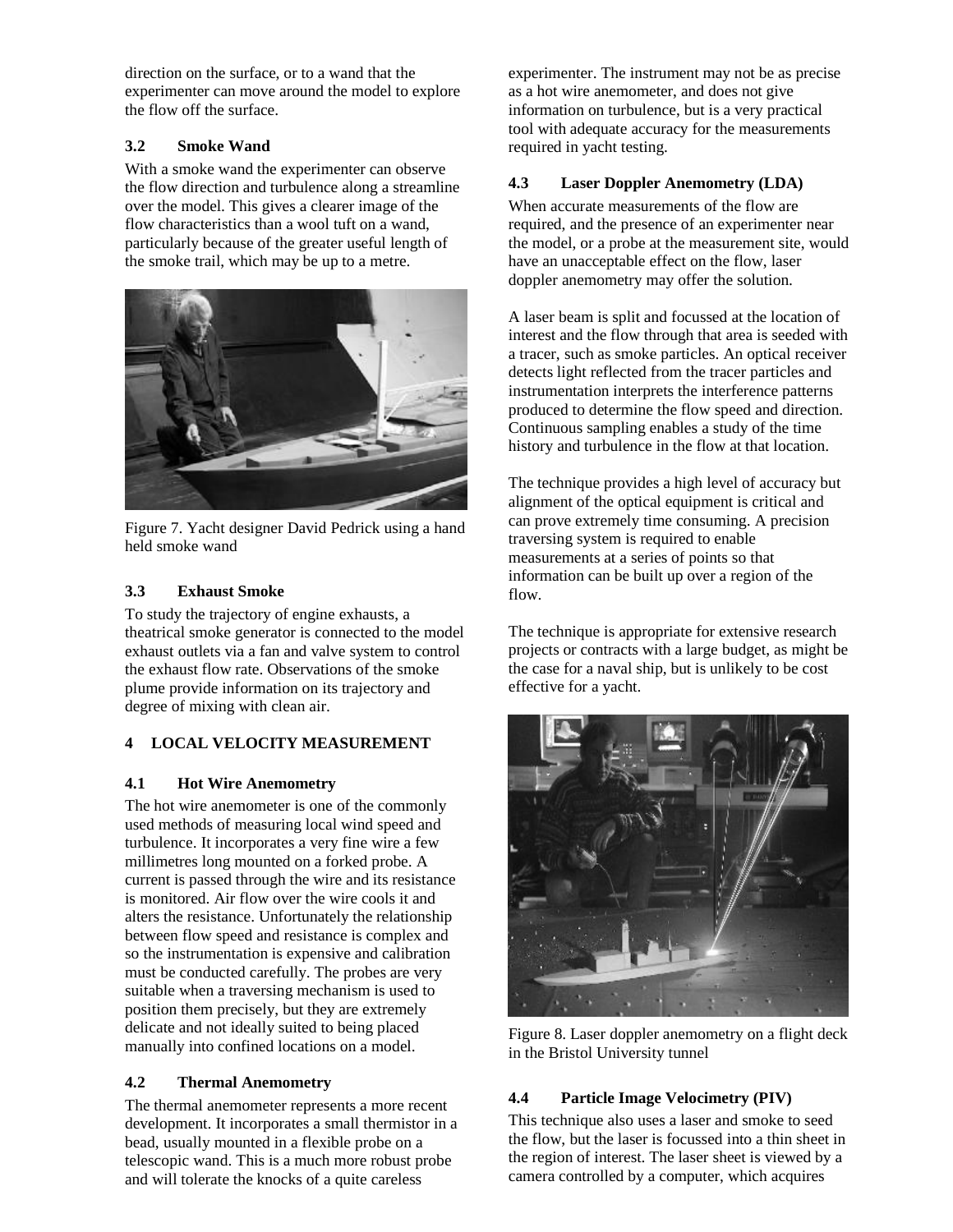direction on the surface, or to a wand that the experimenter can move around the model to explore the flow off the surface.

### 3.2 Smoke Wand

With a smoke wand the experimenter can observe the flow direction and turbulence along a streamline over the model. This gives a clearer image of the flow characteristics than a wool tuft on a wand, particularly because of the greater useful length of the smoke trail, which may be up to a metre.

Figure 7. Yacht designer David Pedrick using a hand held smoke wand

### 3.3 Exhaust Smoke

To study the trajectory of engine exhausts, a theatrical smoke generator is connected to the model exhaust outlets via a fan and valve system to control the exhaust flow rate. Observations of the smoke plume provide information on its trajectory and degree of mixing with clean air.

## 4 LOCAL VELOCITY MEASUREMENT

### 4.1 Hot Wire Anemometry

The hot wire anemometer is one of the commonly used methods of measuring local wind speed and turbulence. It incorporates a very fine wire a few millimetres long mounted on a forked probe. A current is passed through the wire and its resistance is monitored. Air flow over the wire cools it and alters the resistance. Unfortunately the relationship between flow speed and resistance is complex and so the instrumentation is expensive and calibration must be conducted carefully. The probes are very suitable when a traversing mechanism is used to position them precisely, but they are extremely delicate and not ideally suited to being placed manually into confined locations on a model.

### 4.2 Thermal Anemometry

The thermal anemometer represents a more recent development. It incorporates a small thermistor in a bead, usually mounted in a flexible probe on a telescopic wand. This is a much more robust probe and will tolerate the knocks of a quite careless experimenter. The instrument may not be as precise as a hot wire anemometer, and does not give information on turbulence, but is a very practical tool with adequate accuracy for the measurements required in yacht testing.

### 4.3 Laser Doppler Anemometry (LDA)

When accurate measurements of the flow are required, and the presence of an experimenter near the model, or a probe at the measurement site, would have an unacceptable effect on the flow, laser doppler anemometry may offer the solution.

A laser beam is split and focussed at the location of interest and the flow through that area is seeded with a tracer, such as smoke particles. An optical receiver detects light reflected from the tracer particles and instrumentation interprets the interference patterns produced to determine the flow speed and direction. Continuous sampling enables a study of the time history and turbulence in the flow at that location.

The technique provides a high level of accuracy but alignment of the optical equipment is critical and can prove extremely time consuming. A precision traversing system is required to enable measurements at a series of points so that information can be built up over a region of the flow.

The technique is appropriate for extensive research projects or contracts with a large budget, as might be the case for a naval ship, but is unlikely to be cost effective for a yacht.

Figure 8. Laser doppler anemometry on a flight deck in the Bristol University tunnel

### 4.4 Particle Image Velocimetry (PIV)

This technique also uses a laser and smoke to seed the flow, but the laser is focussed into a thin sheet in the region of interest. The laser sheet is viewed by a camera controlled by a computer, which acquires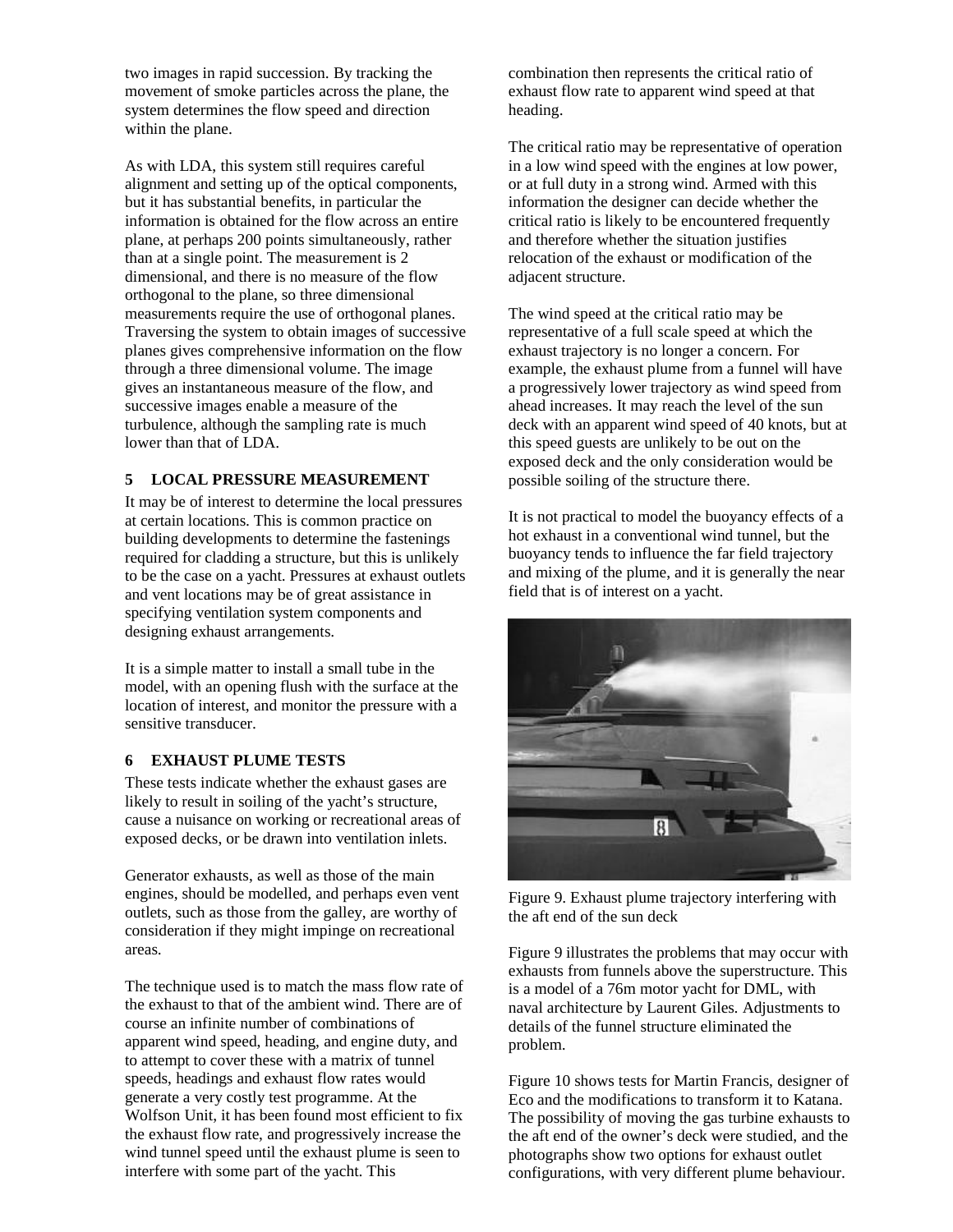two images in rapid succession. By tracking the movement of smoke particles across the plane, the system determines the flow speed and direction within the plane.

As with LDA, this system still requires careful alignment and setting up of the optical components, but it has substantial benefits, in particular the information is obtained for the flow across an entire plane, at perhaps 200 points simultaneously, rather than at a single point. The measurement is 2 dimensional, and there is no measure of the flow orthogonal to the plane, so three dimensional measurements require the use of orthogonal planes. Traversing the system to obtain images of successive planes gives comprehensive information on the flow through a three dimensional volume. The image gives an instantaneous measure of the flow, and successive images enable a measure of the turbulence, although the sampling rate is much lower than that of LDA.

## 5 LOCAL PRESSURE MEASUREMENT

It may be of interest to determine the local pressures at certain locations. This is common practice on building developments to determine the fastenings required for cladding a structure, but this is unlikely to be the case on a yacht. Pressures at exhaust outlets and vent locations may be of great assistance in specifying ventilation system components and designing exhaust arrangements.

It is a simple matter to install a small tube in the model, with an opening flush with the surface at the location of interest, and monitor the pressure with a sensitive transducer.

## 6 EXHAUST PLUME TESTS

These tests indicate whether the exhaust gases are likely to result in soiling of the yacht's structure, cause a nuisance on working or recreational areas of exposed decks, or be drawn into ventilation inlets.

Generator exhausts, as well as those of the main engines, should be modelled, and perhaps even vent outlets, such as those from the galley, are worthy of consideration if they might impinge on recreational areas.

The technique used is to match the mass flow rate of the exhaust to that of the ambient wind. There are of course an infinite number of combinations of apparent wind speed, heading, and engine duty, and to attempt to cover these with a matrix of tunnel speeds, headings and exhaust flow rates would generate a very costly test programme. At the Wolfson Unit, it has been found most efficient to fix the exhaust flow rate, and progressively increase the wind tunnel speed until the exhaust plume is seen to interfere with some part of the yacht. This combination then represents the critical ratio of exhaust flow rate to apparent wind speed at that heading.

The critical ratio may be representative of operation in a low wind speed with the engines at low power, or at full duty in a strong wind. Armed with this information the designer can decide whether the critical ratio is likely to be encountered frequently and therefore whether the situation justifies relocation of the exhaust or modification of the adjacent structure.

The wind speed at the critical ratio may be representative of a full scale speed at which the exhaust trajectory is no longer a concern. For example, the exhaust plume from a funnel will have a progressively lower trajectory as wind speed from ahead increases. It may reach the level of the sun deck with an apparent wind speed of 40 knots, but at this speed guests are unlikely to be out on the exposed deck and the only consideration would be possible soiling of the structure there.

It is not practical to model the buoyancy effects of a hot exhaust in a conventional wind tunnel, but the buoyancy tends to influence the far field trajectory and mixing of the plume, and it is generally the near field that is of interest on a yacht.

Figure 9. Exhaust plume trajectory interfering with the aft end of the sun deck

Figure 9 illustrates the problems that may occur with exhausts from funnels above the superstructure. This is a model of a 76m motor yacht for DML, with naval architecture by Laurent Giles. Adjustments to details of the funnel structure eliminated the problem.

Figure 10 shows tests for Martin Francis, designer of Eco and the modifications to transform it to Katana. The possibility of moving the gas turbine exhausts to the aft end of the owner's deck were studied, and the photographs show two options for exhaust outlet configurations, with very different plume behaviour.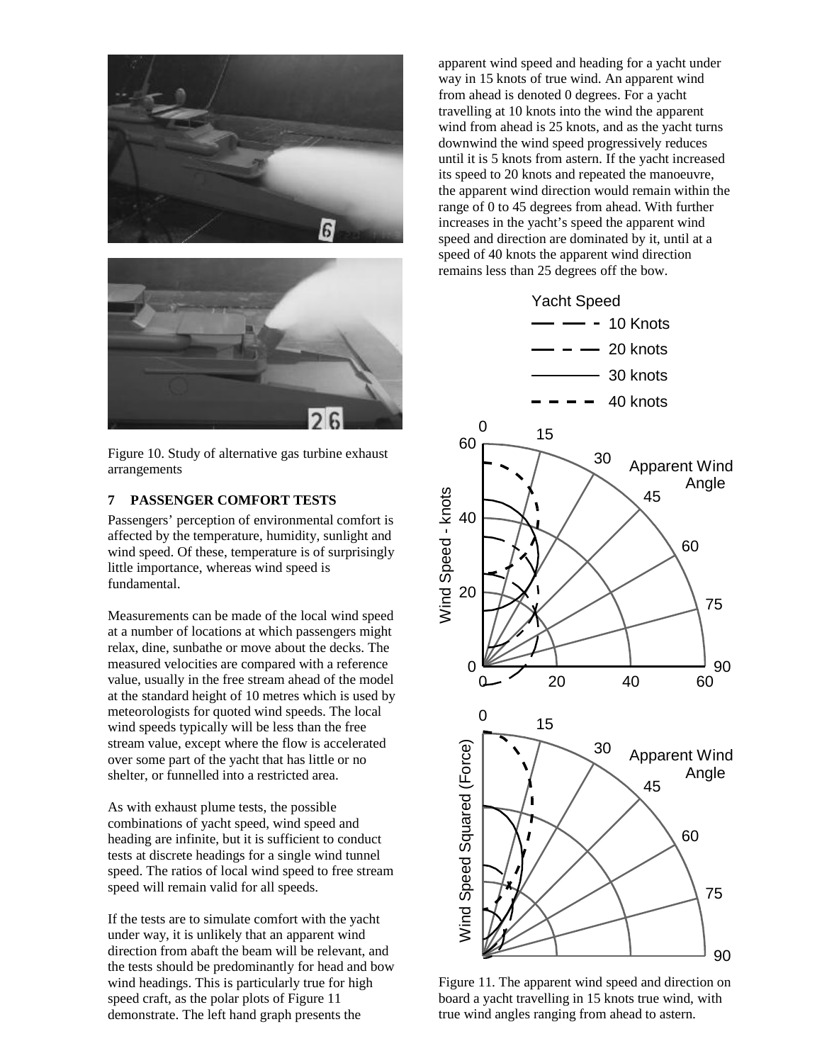Figure 10. Study of alternative gas turbine exhaust arrangements

## 7 PASSENGER COMFORT TESTS

Passengers' perception of environmental comfort is affected by the temperature, humidity, sunlight and wind speed. Of these, temperature is of surprisingly little importance, whereas wind speed is fundamental.

Measurements can be made of the local wind speed at a number of locations at which passengers might relax, dine, sunbathe or move about the decks. The measured velocities are compared with a reference value, usually in the free stream ahead of the model at the standard height of 10 metres which is used by meteorologists for quoted wind speeds. The local wind speeds typically will be less than the free stream value, except where the flow is accelerated over some part of the yacht that has little or no shelter, or funnelled into a restricted area.

As with exhaust plume tests, the possible combinations of yacht speed, wind speed and heading are infinite, but it is sufficient to conduct tests at discrete headings for a single wind tunnel speed. The ratios of local wind speed to free stream speed will remain valid for all speeds.

If the tests are to simulate comfort with the yacht under way, it is unlikely that an apparent wind direction from abaft the beam will be relevant, and the tests should be predominantly for head and bow wind headings. This is particularly true for high speed craft, as the polar plots of Figure 11 demonstrate. The left hand graph presents the apparent wind speed and heading for a yacht under way in 15 knots of true wind. An apparent wind from ahead is denoted 0 degrees. For a yacht travelling at 10 knots into the wind the apparent wind from ahead is 25 knots, and as the yacht turns downwind the wind speed progressively reduces until it is 5 knots from astern. If the yacht increased its speed to 20 knots and repeated the manoeuvre, the apparent wind direction would remain within the range of 0 to 45 degrees from ahead. With further increases in the yacht's speed the apparent wind speed and direction are dominated by it, until at a speed of 40 knots the apparent wind direction remains less than 25 degrees off the bow.

Figure 11. The apparent wind speed and direction on board a yacht travelling in 15 knots true wind, with true wind angles ranging from ahead to astern.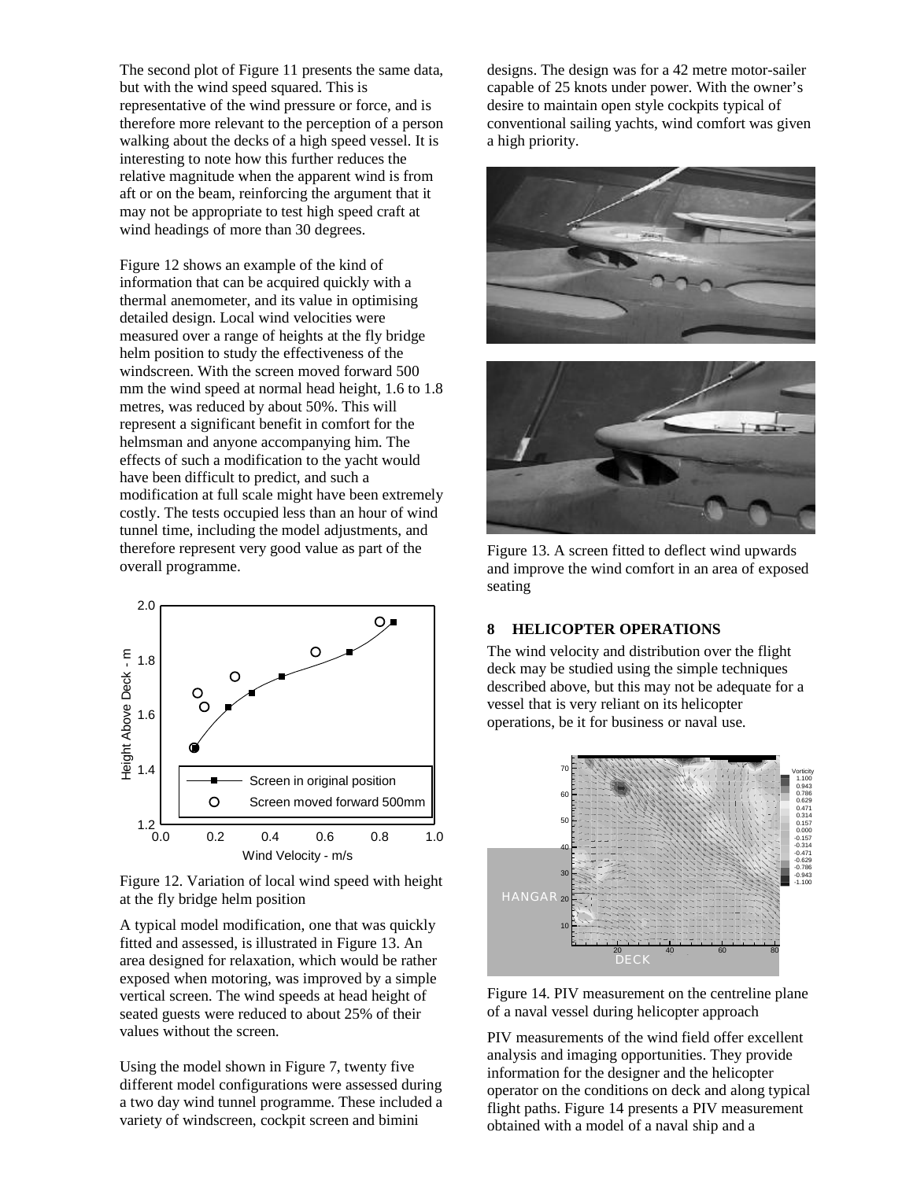The second plot of Figure 11 presents the same data, but with the wind speed squared. This is representative of the wind pressure or force, and is therefore more relevant to the perception of a person walking about the decks of a high speed vessel. It is interesting to note how this further reduces the relative magnitude when the apparent wind is from aft or on the beam, reinforcing the argument that it may not be appropriate to test high speed craft at wind headings of more than 30 degrees.

Figure 12 shows an example of the kind of information that can be acquired quickly with a thermal anemometer, and its value in optimising detailed design. Local wind velocities were measured over a range of heights at the fly bridge helm position to study the effectiveness of the windscreen. With the screen moved forward 500 mm the wind speed at normal head height, 1.6 to 1.8 metres, was reduced by about 50%. This will represent a significant benefit in comfort for the helmsman and anyone accompanying him. The effects of such a modification to the yacht would have been difficult to predict, and such a modification at full scale might have been extremely costly. The tests occupied less than an hour of wind tunnel time, including the model adjustments, and therefore represent very good value as part of the overall programme.

Figure 12. Variation of local wind speed with height at the fly bridge helm position

A typical model modification, one that was quickly fitted and assessed, is illustrated in Figure 13. An area designed for relaxation, which would be rather exposed when motoring, was improved by a simple vertical screen. The wind speeds at head height of seated guests were reduced to about 25% of their values without the screen.

Using the model shown in Figure 7, twenty five different model configurations were assessed during a two day wind tunnel programme. These included a variety of windscreen, cockpit screen and bimini designs. The design was for a 42 metre motor-sailer capable of 25 knots under power. With the owner's desire to maintain open style cockpits typical of conventional sailing yachts, wind comfort was given a high priority.

Figure 13. A screen fitted to deflect wind upwards and improve the wind comfort in an area of exposed seating

## 8 HELICOPTER OPERATIONS

The wind velocity and distribution over the flight deck may be studied using the simple techniques described above, but this may not be adequate for a vessel that is very reliant on its helicopter operations, be it for business or naval use.

Figure 14. PIV measurement on the centreline plane of a naval vessel during helicopter approach

PIV measurements of the wind field offer excellent analysis and imaging opportunities. They provide information for the designer and the helicopter operator on the conditions on deck and along typical flight paths. Figure 14 presents a PIV measurement obtained with a model of a naval ship and a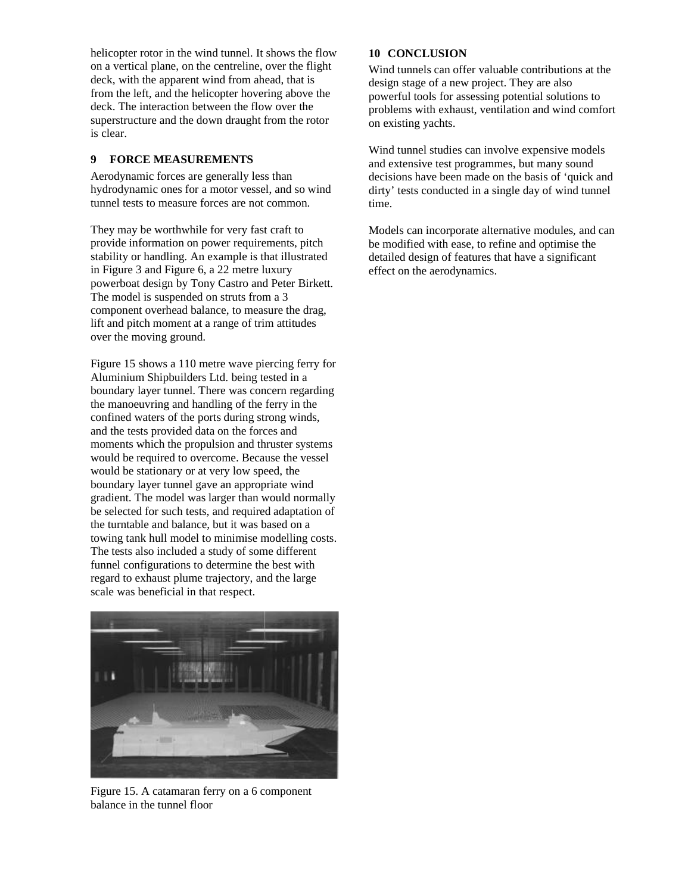helicopter rotor in the wind tunnel. It shows the flow on a vertical plane, on the centreline, over the flight deck, with the apparent wind from ahead, that is from the left, and the helicopter hovering above the deck. The interaction between the flow over the superstructure and the down draught from the rotor is clear.

## 9 FORCE MEASUREMENTS

Aerodynamic forces are generally less than hydrodynamic ones for a motor vessel, and so wind tunnel tests to measure forces are not common.

They may be worthwhile for very fast craft to provide information on power requirements, pitch stability or handling. An example is that illustrated in Figure 3 and Figure 6, a 22 metre luxury powerboat design by Tony Castro and Peter Birkett. The model is suspended on struts from a 3 component overhead balance, to measure the drag, lift and pitch moment at a range of trim attitudes over the moving ground.

Figure 15 shows a 110 metre wave piercing ferry for Aluminium Shipbuilders Ltd. being tested in a boundary layer tunnel. There was concern regarding the manoeuvring and handling of the ferry in the confined waters of the ports during strong winds, and the tests provided data on the forces and moments which the propulsion and thruster systems would be required to overcome. Because the vessel would be stationary or at very low speed, the boundary layer tunnel gave an appropriate wind gradient. The model was larger than would normally be selected for such tests, and required adaptation of the turntable and balance, but it was based on a towing tank hull model to minimise modelling costs. The tests also included a study of some different funnel configurations to determine the best with regard to exhaust plume trajectory, and the large scale was beneficial in that respect.

Figure 15. A catamaran ferry on a 6 component balance in the tunnel floor

## 10 CONCLUSION

Wind tunnels can offer valuable contributions at the design stage of a new project. They are also powerful tools for assessing potential solutions to problems with exhaust, ventilation and wind comfort on existing yachts.

Wind tunnel studies can involve expensive models and extensive test programmes, but many sound decisions have been made on the basis of 'quick and dirty' tests conducted in a single day of wind tunnel time.

Models can incorporate alternative modules, and can be modified with ease, to refine and optimise the detailed design of features that have a significant effect on the aerodynamics.